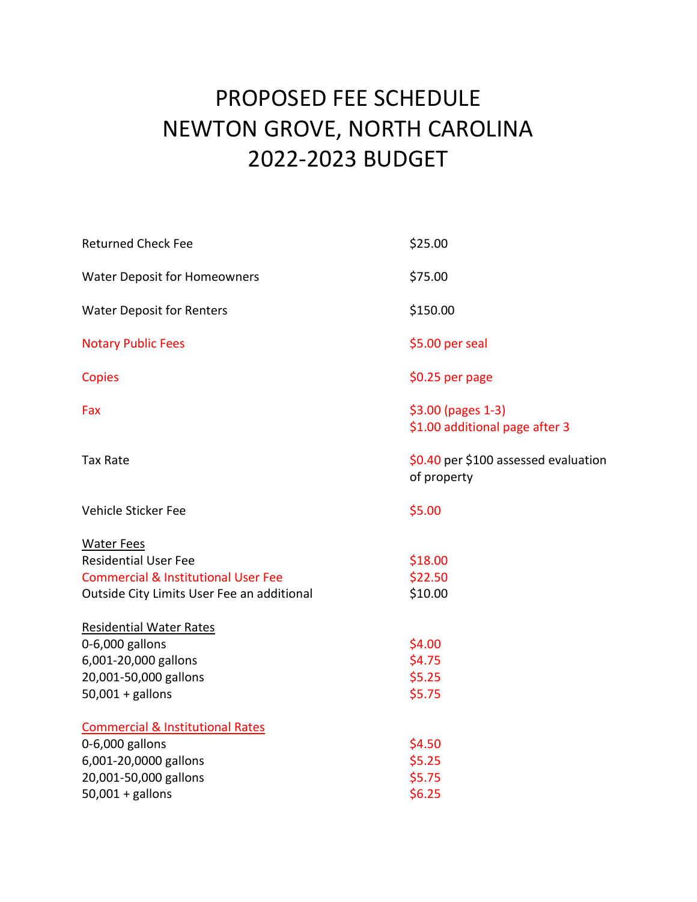# PROPOSED FEE SCHEDULE
# NEWTON GROVE, NORTH CAROLINA
# 2022-2023 BUDGET

| | |
|---|---|
| Returned Check Fee | $25.00 |
| Water Deposit for Homeowners | $75.00 |
| Water Deposit for Renters | $150.00 |
| Notary Public Fees | $5.00 per seal |
| Copies | $0.25 per page |
| Fax | $3.00 (pages 1-3)<br>$1.00 additional page after 3 |
| Tax Rate | $0.40 per $100 assessed evaluation of property |
| Vehicle Sticker Fee | $5.00 |

<u>Water Fees</u>

| | |
|---|---|
| Residential User Fee | $18.00 |
| Commercial & Institutional User Fee | $22.50 |
| Outside City Limits User Fee an additional | $10.00 |

<u>Residential Water Rates</u>

| | |
|---|---|
| 0-6,000 gallons | $4.00 |
| 6,001-20,000 gallons | $4.75 |
| 20,001-50,000 gallons | $5.25 |
| 50,001 + gallons | $5.75 |

<u>Commercial & Institutional Rates</u>

| | |
|---|---|
| 0-6,000 gallons | $4.50 |
| 6,001-20,0000 gallons | $5.25 |
| 20,001-50,000 gallons | $5.75 |
| 50,001 + gallons | $6.25 |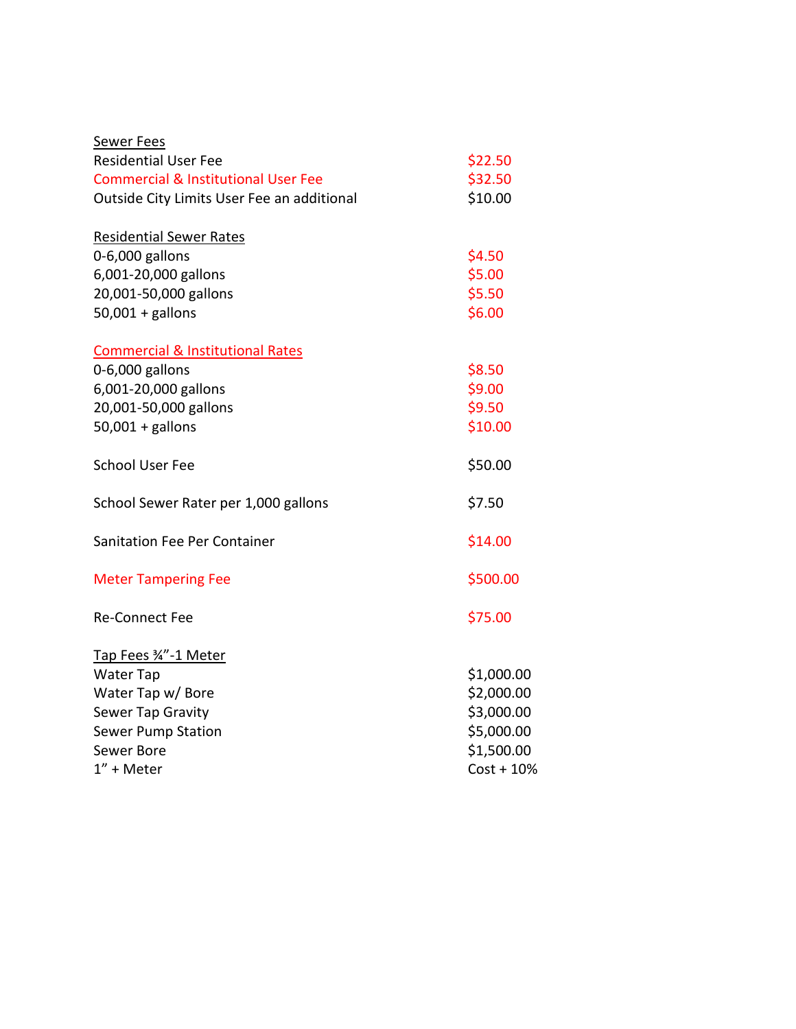**Sewer Fees**

| | |
|---|---|
| Residential User Fee | $22.50 |
| Commercial & Institutional User Fee | $32.50 |
| Outside City Limits User Fee an additional | $10.00 |

**Residential Sewer Rates**

| | |
|---|---|
| 0-6,000 gallons | $4.50 |
| 6,001-20,000 gallons | $5.00 |
| 20,001-50,000 gallons | $5.50 |
| 50,001 + gallons | $6.00 |

**Commercial & Institutional Rates**

| | |
|---|---|
| 0-6,000 gallons | $8.50 |
| 6,001-20,000 gallons | $9.00 |
| 20,001-50,000 gallons | $9.50 |
| 50,001 + gallons | $10.00 |

| | |
|---|---|
| School User Fee | $50.00 |
| School Sewer Rater per 1,000 gallons | $7.50 |
| Sanitation Fee Per Container | $14.00 |
| Meter Tampering Fee | $500.00 |
| Re-Connect Fee | $75.00 |

**Tap Fees ¾”-1 Meter**

| | |
|---|---|
| Water Tap | $1,000.00 |
| Water Tap w/ Bore | $2,000.00 |
| Sewer Tap Gravity | $3,000.00 |
| Sewer Pump Station | $5,000.00 |
| Sewer Bore | $1,500.00 |
| 1” + Meter | Cost + 10% |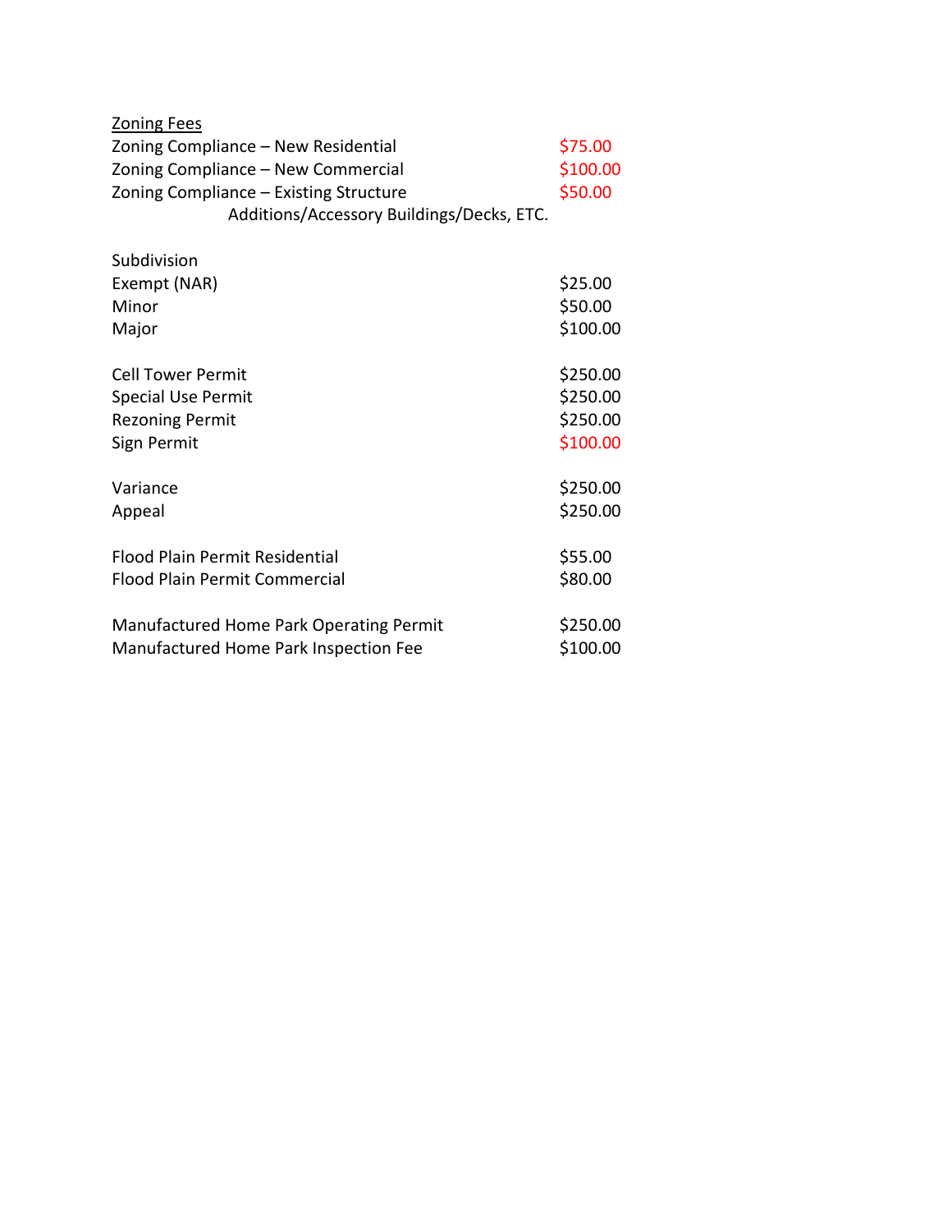<u>Zoning Fees</u>

| | |
|---|---|
| Zoning Compliance – New Residential | $75.00 |
| Zoning Compliance – New Commercial | $100.00 |
| Zoning Compliance – Existing Structure<br>Additions/Accessory Buildings/Decks, ETC. | $50.00 |
| | |
| Subdivision | |
| Exempt (NAR) | $25.00 |
| Minor | $50.00 |
| Major | $100.00 |
| | |
| Cell Tower Permit | $250.00 |
| Special Use Permit | $250.00 |
| Rezoning Permit | $250.00 |
| Sign Permit | $100.00 |
| | |
| Variance | $250.00 |
| Appeal | $250.00 |
| | |
| Flood Plain Permit Residential | $55.00 |
| Flood Plain Permit Commercial | $80.00 |
| | |
| Manufactured Home Park Operating Permit | $250.00 |
| Manufactured Home Park Inspection Fee | $100.00 |